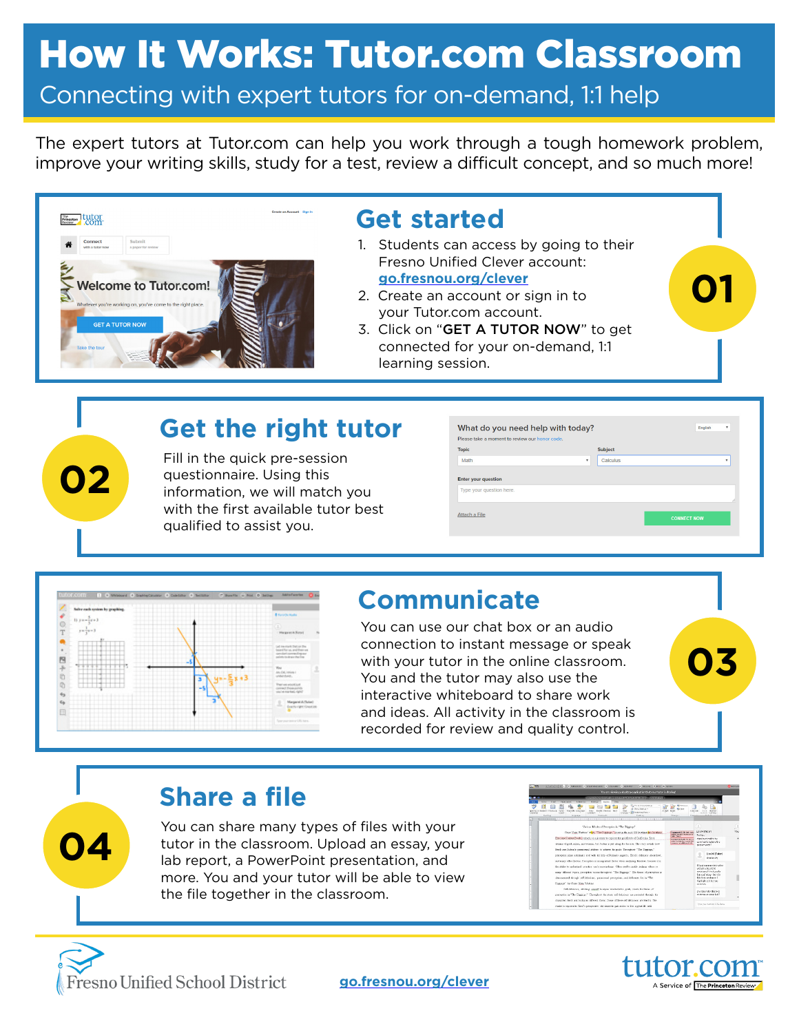# How It Works: Tutor.com Classroom

## Connecting with expert tutors for on-demand, 1:1 help

The expert tutors at Tutor.com can help you work through a tough homework problem, improve your writing skills, study for a test, review a difficult concept, and so much more!

## 01 Get started

1. Students can access by going to their Fresno Unified Clever account: go.fresnou.org/clever
2. Create an account or sign in to your Tutor.com account.
3. Click on "**GET A TUTOR NOW**" to get connected for your on-demand, 1:1 learning session.

## 02 Get the right tutor

Fill in the quick pre-session questionnaire. Using this information, we will match you with the first available tutor best qualified to assist you.

## 03 Communicate

You can use our chat box or an audio connection to instant message or speak with your tutor in the online classroom. You and the tutor may also use the interactive whiteboard to share work and ideas. All activity in the classroom is recorded for review and quality control.

## 04 Share a file

You can share many types of files with your tutor in the classroom. Upload an essay, your lab report, a PowerPoint presentation, and more. You and your tutor will be able to view the file together in the classroom.

Fresno Unified School District

go.fresnou.org/clever

tutor.com A Service of The Princeton Review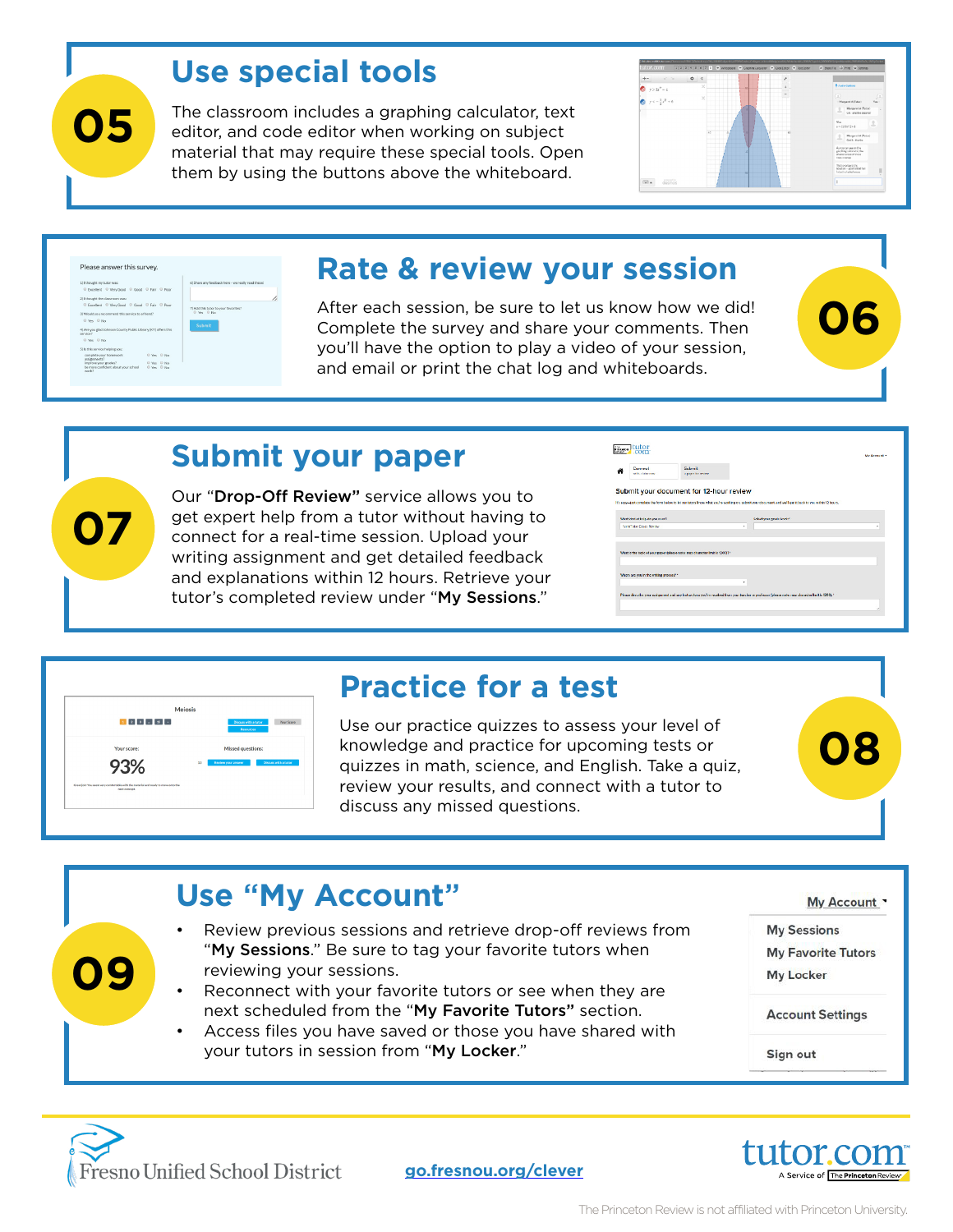## 05 Use special tools

The classroom includes a graphing calculator, text editor, and code editor when working on subject material that may require these special tools. Open them by using the buttons above the whiteboard.

## 06 Rate & review your session

After each session, be sure to let us know how we did! Complete the survey and share your comments. Then you'll have the option to play a video of your session, and email or print the chat log and whiteboards.

## 07 Submit your paper

Our "**Drop-Off Review**" service allows you to get expert help from a tutor without having to connect for a real-time session. Upload your writing assignment and get detailed feedback and explanations within 12 hours. Retrieve your tutor's completed review under "**My Sessions**."

## 08 Practice for a test

Use our practice quizzes to assess your level of knowledge and practice for upcoming tests or quizzes in math, science, and English. Take a quiz, review your results, and connect with a tutor to discuss any missed questions.

## 09 Use "My Account"

- Review previous sessions and retrieve drop-off reviews from "**My Sessions**." Be sure to tag your favorite tutors when reviewing your sessions.
- Reconnect with your favorite tutors or see when they are next scheduled from the "**My Favorite Tutors**" section.
- Access files you have saved or those you have shared with your tutors in session from "**My Locker**."

My Account

My Sessions
My Favorite Tutors
My Locker

Account Settings

Sign out

Fresno Unified School District

go.fresnou.org/clever

tutor.com
A Service of The Princeton Review

The Princeton Review is not affiliated with Princeton University.